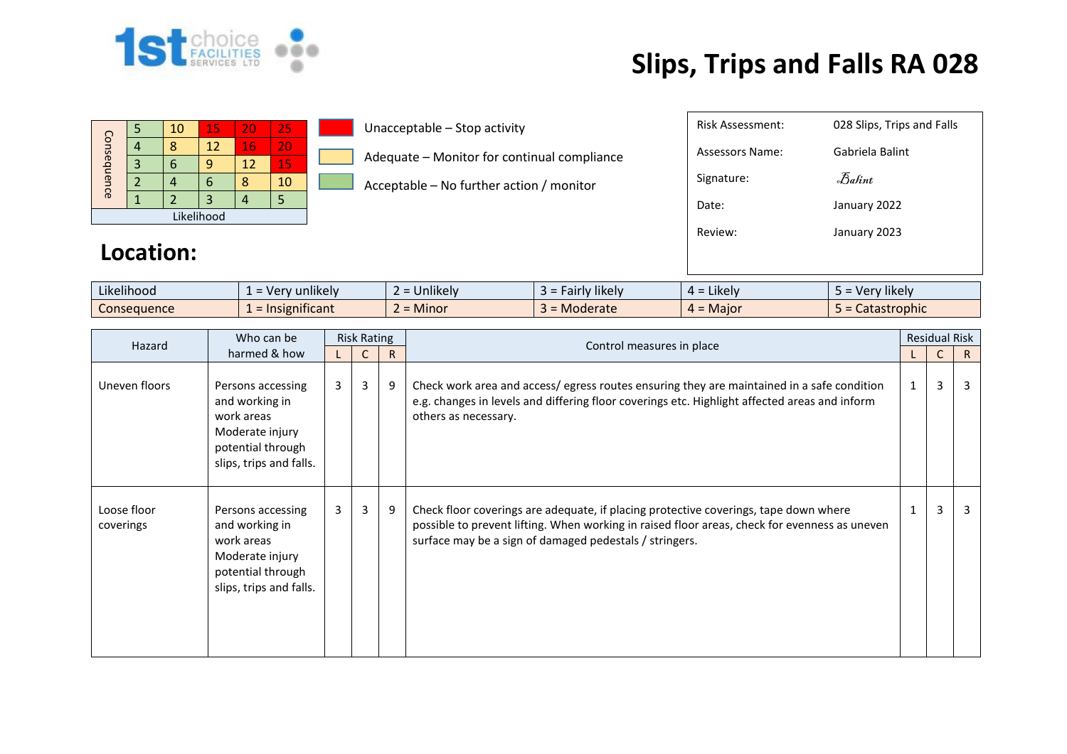# Slips, Trips and Falls RA 028

| Consequence | | | | | |
|---|---|---|---|---|---|
| 5 | 5 | 10 | 15 | 20 | 25 |
| 4 | 4 | 8 | 12 | 16 | 20 |
| 3 | 3 | 6 | 9 | 12 | 15 |
| 2 | 2 | 4 | 6 | 8 | 10 |
| 1 | 1 | 2 | 3 | 4 | 5 |
| | Likelihood | | | | |

Unacceptable – Stop activity

Adequate – Monitor for continual compliance

Acceptable – No further action / monitor

| | |
|---|---|
| Risk Assessment: | 028 Slips, Trips and Falls |
| Assessors Name: | Gabriela Balint |
| Signature: | Balint |
| Date: | January 2022 |
| Review: | January 2023 |

## Location:

| Likelihood | 1 = Very unlikely | 2 = Unlikely | 3 = Fairly likely | 4 = Likely | 5 = Very likely |
|---|---|---|---|---|---|
| Consequence | 1 = Insignificant | 2 = Minor | 3 = Moderate | 4 = Major | 5 = Catastrophic |

| Hazard | Who can be harmed & how | Risk Rating | | | Control measures in place | Residual Risk | | |
|---|---|---|---|---|---|---|---|---|
| | | L | C | R | | L | C | R |
| Uneven floors | Persons accessing and working in work areas Moderate injury potential through slips, trips and falls. | 3 | 3 | 9 | Check work area and access/ egress routes ensuring they are maintained in a safe condition e.g. changes in levels and differing floor coverings etc. Highlight affected areas and inform others as necessary. | 1 | 3 | 3 |
| Loose floor coverings | Persons accessing and working in work areas Moderate injury potential through slips, trips and falls. | 3 | 3 | 9 | Check floor coverings are adequate, if placing protective coverings, tape down where possible to prevent lifting. When working in raised floor areas, check for evenness as uneven surface may be a sign of damaged pedestals / stringers. | 1 | 3 | 3 |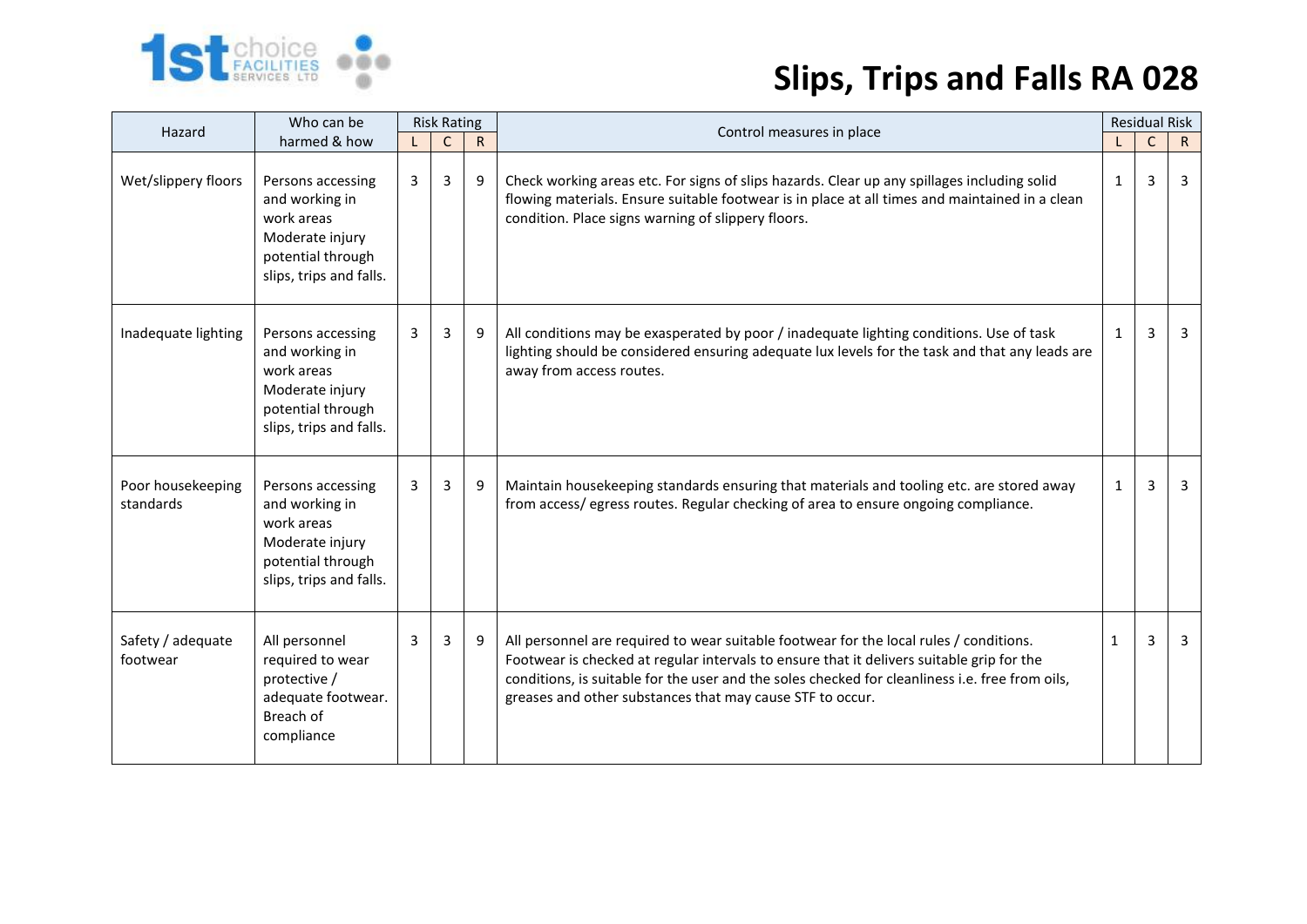# Slips, Trips and Falls RA 028

| Hazard | Who can be harmed & how | Risk Rating | | | Control measures in place | Residual Risk | | |
|---|---|---|---|---|---|---|---|---|
| | | L | C | R | | L | C | R |
| Wet/slippery floors | Persons accessing and working in work areas Moderate injury potential through slips, trips and falls. | 3 | 3 | 9 | Check working areas etc. For signs of slips hazards. Clear up any spillages including solid flowing materials. Ensure suitable footwear is in place at all times and maintained in a clean condition. Place signs warning of slippery floors. | 1 | 3 | 3 |
| Inadequate lighting | Persons accessing and working in work areas Moderate injury potential through slips, trips and falls. | 3 | 3 | 9 | All conditions may be exasperated by poor / inadequate lighting conditions. Use of task lighting should be considered ensuring adequate lux levels for the task and that any leads are away from access routes. | 1 | 3 | 3 |
| Poor housekeeping standards | Persons accessing and working in work areas Moderate injury potential through slips, trips and falls. | 3 | 3 | 9 | Maintain housekeeping standards ensuring that materials and tooling etc. are stored away from access/ egress routes. Regular checking of area to ensure ongoing compliance. | 1 | 3 | 3 |
| Safety / adequate footwear | All personnel required to wear protective / adequate footwear. Breach of compliance | 3 | 3 | 9 | All personnel are required to wear suitable footwear for the local rules / conditions. Footwear is checked at regular intervals to ensure that it delivers suitable grip for the conditions, is suitable for the user and the soles checked for cleanliness i.e. free from oils, greases and other substances that may cause STF to occur. | 1 | 3 | 3 |